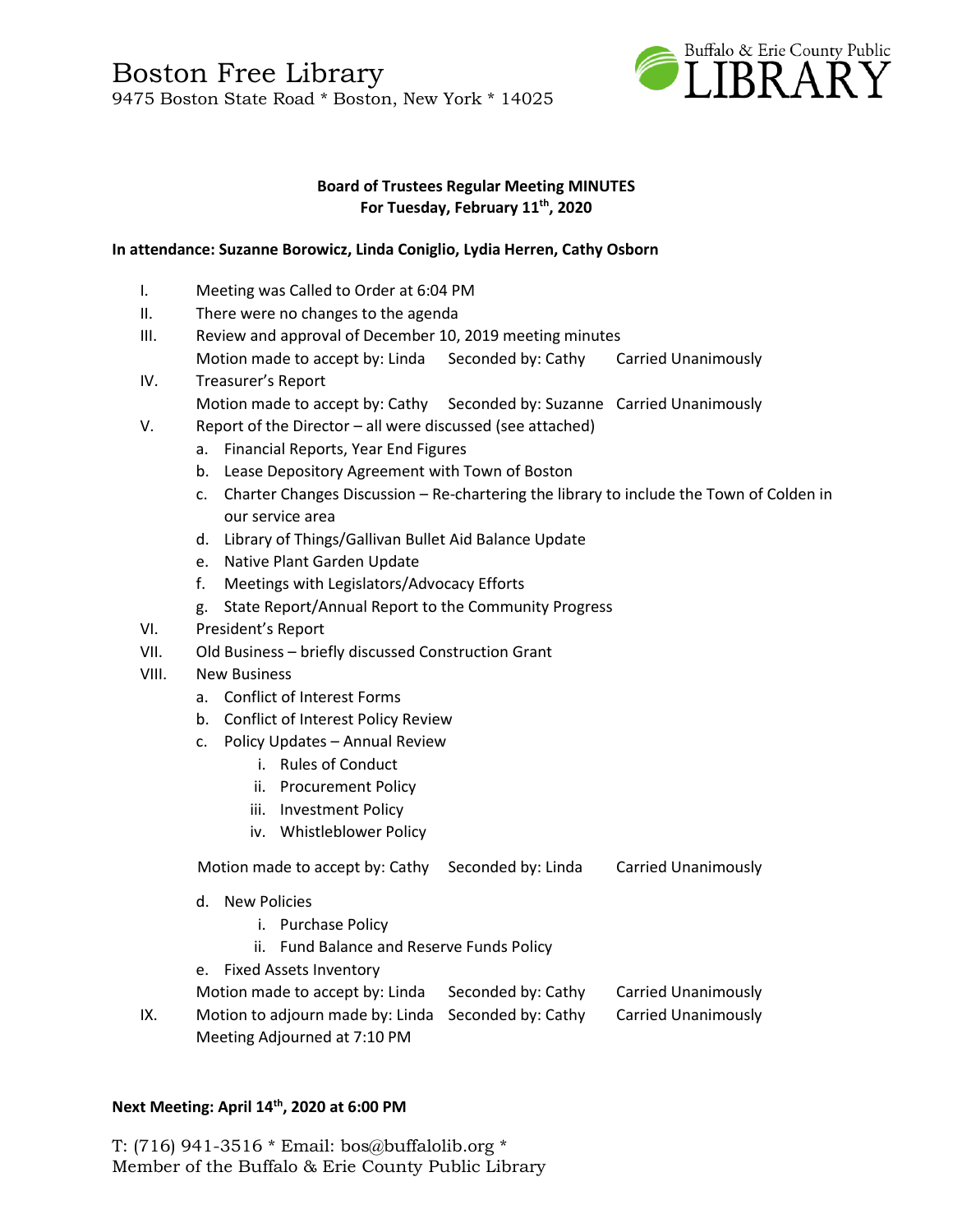# Boston Free Library

9475 Boston State Road * Boston, New York * 14025

Buffalo & Erie County Public LIBRARY

**Board of Trustees Regular Meeting MINUTES**
**For Tuesday, February 11th, 2020**

**In attendance: Suzanne Borowicz, Linda Coniglio, Lydia Herren, Cathy Osborn**

I. Meeting was Called to Order at 6:04 PM

II. There were no changes to the agenda

III. Review and approval of December 10, 2019 meeting minutes
Motion made to accept by: Linda  Seconded by: Cathy  Carried Unanimously

IV. Treasurer's Report
Motion made to accept by: Cathy  Seconded by: Suzanne  Carried Unanimously

V. Report of the Director – all were discussed (see attached)
   a. Financial Reports, Year End Figures
   b. Lease Depository Agreement with Town of Boston
   c. Charter Changes Discussion – Re-chartering the library to include the Town of Colden in our service area
   d. Library of Things/Gallivan Bullet Aid Balance Update
   e. Native Plant Garden Update
   f. Meetings with Legislators/Advocacy Efforts
   g. State Report/Annual Report to the Community Progress

VI. President's Report

VII. Old Business – briefly discussed Construction Grant

VIII. New Business
   a. Conflict of Interest Forms
   b. Conflict of Interest Policy Review
   c. Policy Updates – Annual Review
      i. Rules of Conduct
      ii. Procurement Policy
      iii. Investment Policy
      iv. Whistleblower Policy

   Motion made to accept by: Cathy  Seconded by: Linda  Carried Unanimously

   d. New Policies
      i. Purchase Policy
      ii. Fund Balance and Reserve Funds Policy
   e. Fixed Assets Inventory
   Motion made to accept by: Linda  Seconded by: Cathy  Carried Unanimously

IX. Motion to adjourn made by: Linda  Seconded by: Cathy  Carried Unanimously
Meeting Adjourned at 7:10 PM

**Next Meeting: April 14th, 2020 at 6:00 PM**

T: (716) 941-3516 * Email: bos@buffalolib.org *
Member of the Buffalo & Erie County Public Library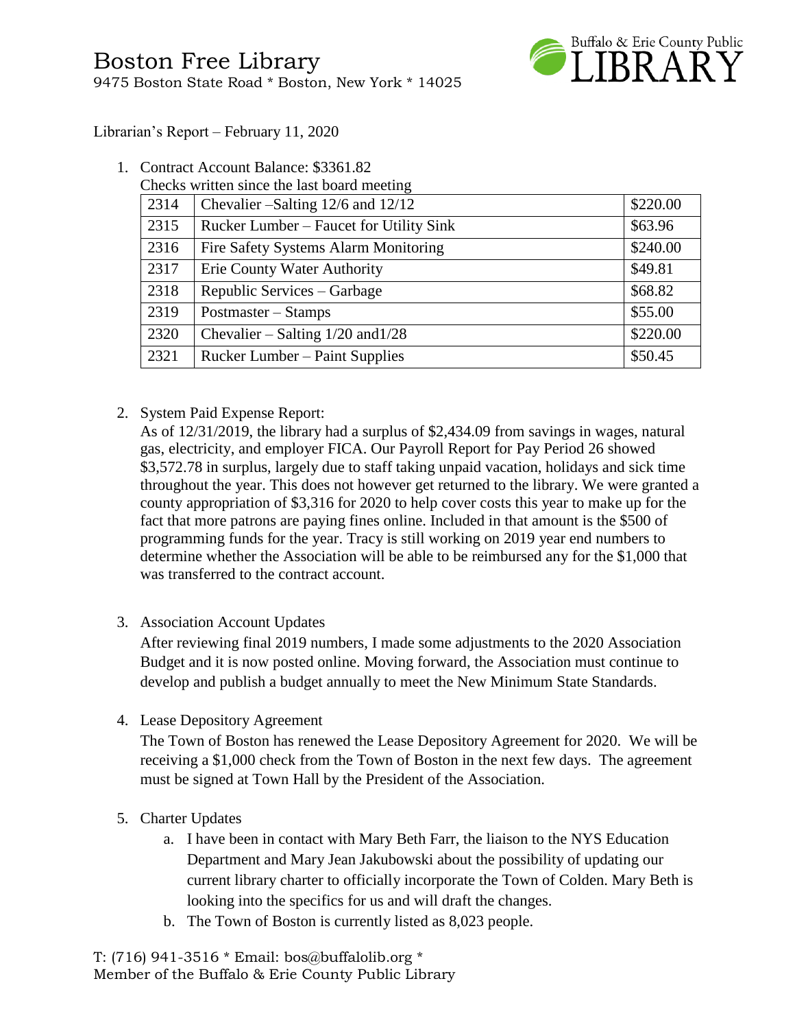# Boston Free Library

9475 Boston State Road * Boston, New York * 14025

Librarian's Report – February 11, 2020

1. Contract Account Balance: $3361.82
   Checks written since the last board meeting

| | | |
|---|---|---|
| 2314 | Chevalier –Salting 12/6 and 12/12 | $220.00 |
| 2315 | Rucker Lumber – Faucet for Utility Sink | $63.96 |
| 2316 | Fire Safety Systems Alarm Monitoring | $240.00 |
| 2317 | Erie County Water Authority | $49.81 |
| 2318 | Republic Services – Garbage | $68.82 |
| 2319 | Postmaster – Stamps | $55.00 |
| 2320 | Chevalier – Salting 1/20 and1/28 | $220.00 |
| 2321 | Rucker Lumber – Paint Supplies | $50.45 |

2. System Paid Expense Report:
   As of 12/31/2019, the library had a surplus of $2,434.09 from savings in wages, natural gas, electricity, and employer FICA. Our Payroll Report for Pay Period 26 showed $3,572.78 in surplus, largely due to staff taking unpaid vacation, holidays and sick time throughout the year. This does not however get returned to the library. We were granted a county appropriation of $3,316 for 2020 to help cover costs this year to make up for the fact that more patrons are paying fines online. Included in that amount is the $500 of programming funds for the year. Tracy is still working on 2019 year end numbers to determine whether the Association will be able to be reimbursed any for the $1,000 that was transferred to the contract account.

3. Association Account Updates
   After reviewing final 2019 numbers, I made some adjustments to the 2020 Association Budget and it is now posted online. Moving forward, the Association must continue to develop and publish a budget annually to meet the New Minimum State Standards.

4. Lease Depository Agreement
   The Town of Boston has renewed the Lease Depository Agreement for 2020. We will be receiving a $1,000 check from the Town of Boston in the next few days. The agreement must be signed at Town Hall by the President of the Association.

5. Charter Updates
   a. I have been in contact with Mary Beth Farr, the liaison to the NYS Education Department and Mary Jean Jakubowski about the possibility of updating our current library charter to officially incorporate the Town of Colden. Mary Beth is looking into the specifics for us and will draft the changes.
   b. The Town of Boston is currently listed as 8,023 people.

T: (716) 941-3516 * Email: bos@buffalolib.org *
Member of the Buffalo & Erie County Public Library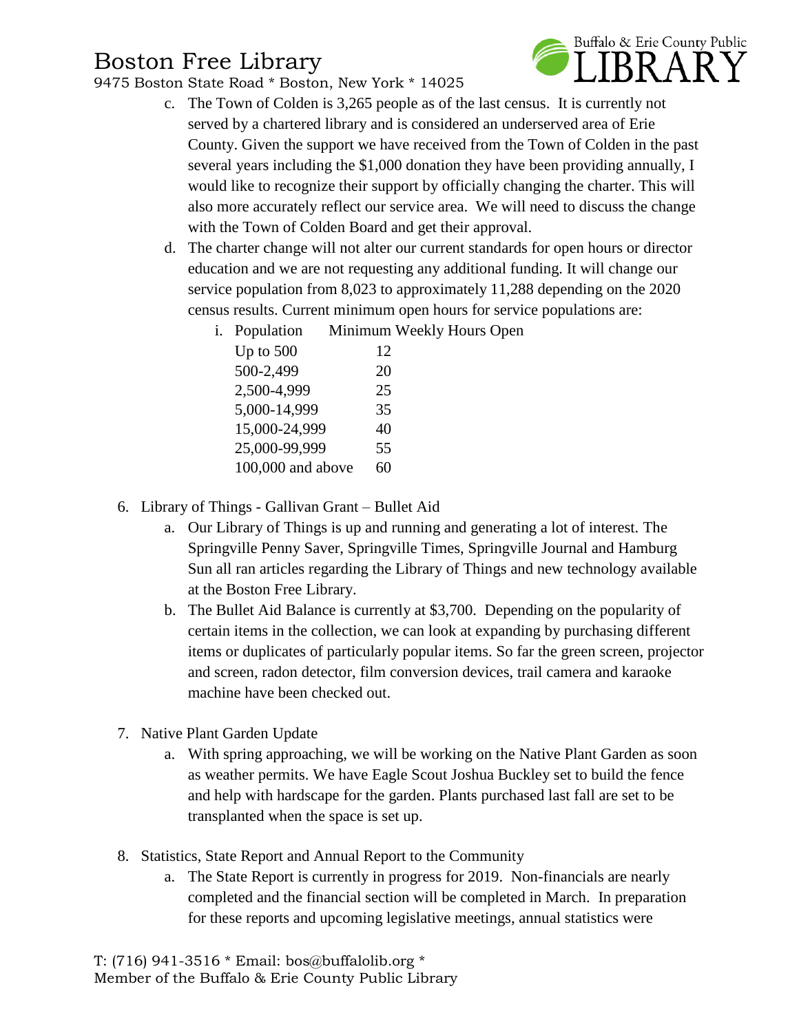c. The Town of Colden is 3,265 people as of the last census. It is currently not served by a chartered library and is considered an underserved area of Erie County. Given the support we have received from the Town of Colden in the past several years including the $1,000 donation they have been providing annually, I would like to recognize their support by officially changing the charter. This will also more accurately reflect our service area. We will need to discuss the change with the Town of Colden Board and get their approval.

d. The charter change will not alter our current standards for open hours or director education and we are not requesting any additional funding. It will change our service population from 8,023 to approximately 11,288 depending on the 2020 census results. Current minimum open hours for service populations are:

i.

| Population | Minimum Weekly Hours Open |
|---|---|
| Up to 500 | 12 |
| 500-2,499 | 20 |
| 2,500-4,999 | 25 |
| 5,000-14,999 | 35 |
| 15,000-24,999 | 40 |
| 25,000-99,999 | 55 |
| 100,000 and above | 60 |

6. Library of Things - Gallivan Grant – Bullet Aid
   a. Our Library of Things is up and running and generating a lot of interest. The Springville Penny Saver, Springville Times, Springville Journal and Hamburg Sun all ran articles regarding the Library of Things and new technology available at the Boston Free Library.
   b. The Bullet Aid Balance is currently at $3,700. Depending on the popularity of certain items in the collection, we can look at expanding by purchasing different items or duplicates of particularly popular items. So far the green screen, projector and screen, radon detector, film conversion devices, trail camera and karaoke machine have been checked out.

7. Native Plant Garden Update
   a. With spring approaching, we will be working on the Native Plant Garden as soon as weather permits. We have Eagle Scout Joshua Buckley set to build the fence and help with hardscape for the garden. Plants purchased last fall are set to be transplanted when the space is set up.

8. Statistics, State Report and Annual Report to the Community
   a. The State Report is currently in progress for 2019. Non-financials are nearly completed and the financial section will be completed in March. In preparation for these reports and upcoming legislative meetings, annual statistics were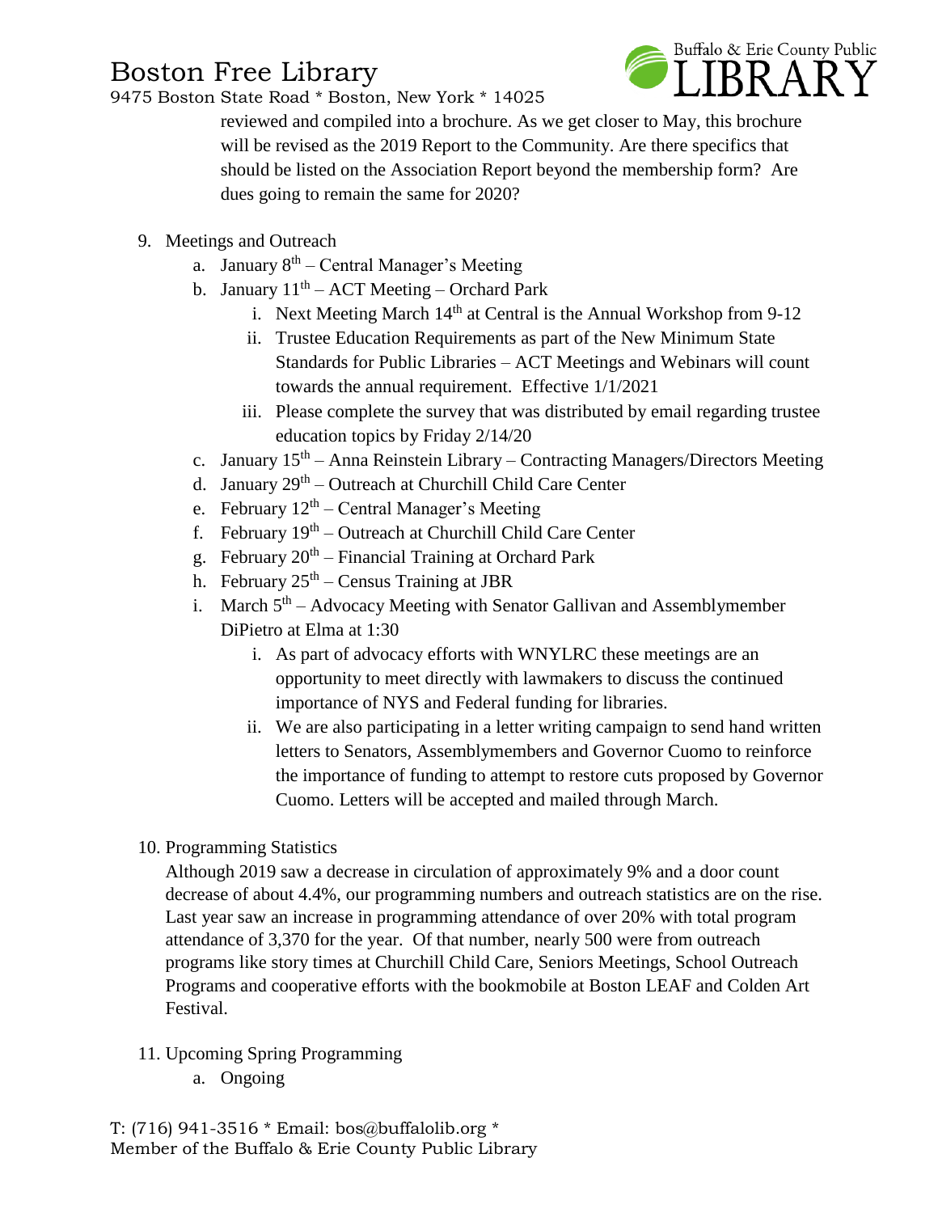reviewed and compiled into a brochure. As we get closer to May, this brochure will be revised as the 2019 Report to the Community. Are there specifics that should be listed on the Association Report beyond the membership form? Are dues going to remain the same for 2020?

9. Meetings and Outreach
   a. January 8th – Central Manager's Meeting
   b. January 11th – ACT Meeting – Orchard Park
      i. Next Meeting March 14th at Central is the Annual Workshop from 9-12
      ii. Trustee Education Requirements as part of the New Minimum State Standards for Public Libraries – ACT Meetings and Webinars will count towards the annual requirement. Effective 1/1/2021
      iii. Please complete the survey that was distributed by email regarding trustee education topics by Friday 2/14/20
   c. January 15th – Anna Reinstein Library – Contracting Managers/Directors Meeting
   d. January 29th – Outreach at Churchill Child Care Center
   e. February 12th – Central Manager's Meeting
   f. February 19th – Outreach at Churchill Child Care Center
   g. February 20th – Financial Training at Orchard Park
   h. February 25th – Census Training at JBR
   i. March 5th – Advocacy Meeting with Senator Gallivan and Assemblymember DiPietro at Elma at 1:30
      i. As part of advocacy efforts with WNYLRC these meetings are an opportunity to meet directly with lawmakers to discuss the continued importance of NYS and Federal funding for libraries.
      ii. We are also participating in a letter writing campaign to send hand written letters to Senators, Assemblymembers and Governor Cuomo to reinforce the importance of funding to attempt to restore cuts proposed by Governor Cuomo. Letters will be accepted and mailed through March.

10. Programming Statistics

    Although 2019 saw a decrease in circulation of approximately 9% and a door count decrease of about 4.4%, our programming numbers and outreach statistics are on the rise. Last year saw an increase in programming attendance of over 20% with total program attendance of 3,370 for the year. Of that number, nearly 500 were from outreach programs like story times at Churchill Child Care, Seniors Meetings, School Outreach Programs and cooperative efforts with the bookmobile at Boston LEAF and Colden Art Festival.

11. Upcoming Spring Programming
    a. Ongoing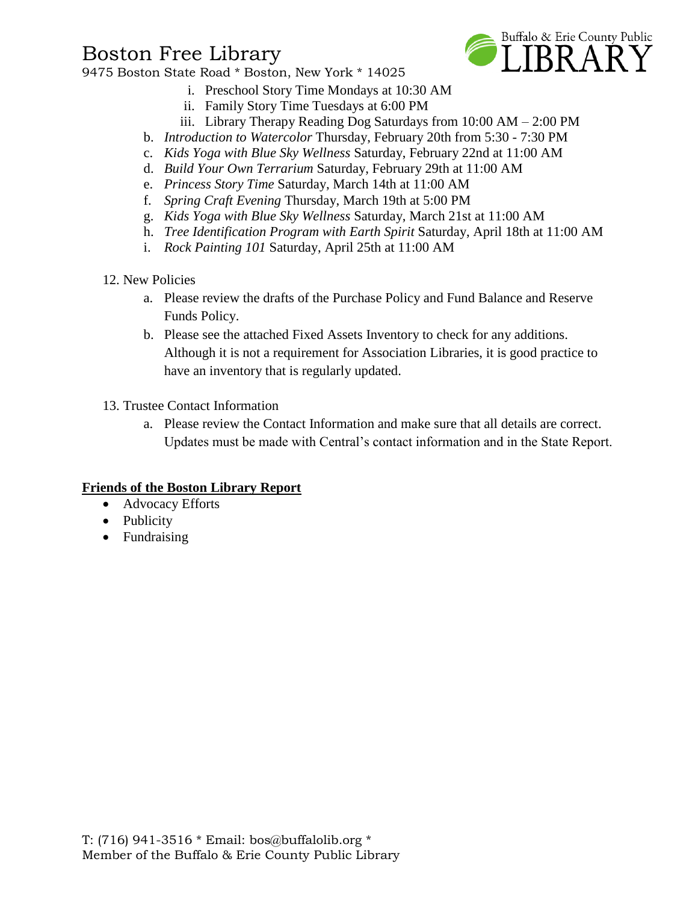i. Preschool Story Time Mondays at 10:30 AM
ii. Family Story Time Tuesdays at 6:00 PM
iii. Library Therapy Reading Dog Saturdays from 10:00 AM – 2:00 PM

b. *Introduction to Watercolor* Thursday, February 20th from 5:30 - 7:30 PM
c. *Kids Yoga with Blue Sky Wellness* Saturday, February 22nd at 11:00 AM
d. *Build Your Own Terrarium* Saturday, February 29th at 11:00 AM
e. *Princess Story Time* Saturday, March 14th at 11:00 AM
f. *Spring Craft Evening* Thursday, March 19th at 5:00 PM
g. *Kids Yoga with Blue Sky Wellness* Saturday, March 21st at 11:00 AM
h. *Tree Identification Program with Earth Spirit* Saturday, April 18th at 11:00 AM
i. *Rock Painting 101* Saturday, April 25th at 11:00 AM

12. New Policies
    a. Please review the drafts of the Purchase Policy and Fund Balance and Reserve Funds Policy.
    b. Please see the attached Fixed Assets Inventory to check for any additions. Although it is not a requirement for Association Libraries, it is good practice to have an inventory that is regularly updated.

13. Trustee Contact Information
    a. Please review the Contact Information and make sure that all details are correct. Updates must be made with Central's contact information and in the State Report.

**Friends of the Boston Library Report**

- Advocacy Efforts
- Publicity
- Fundraising